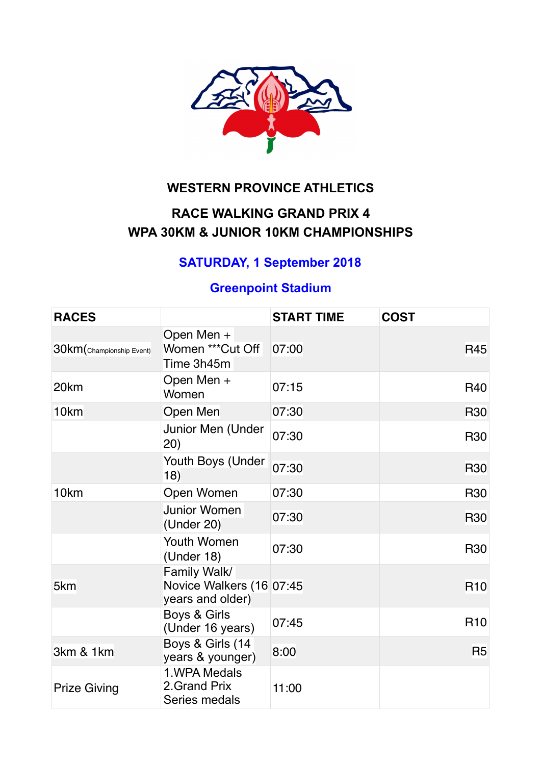# WESTERN PROVINCE ATHLETICS

## RACE WALKING GRAND PRIX 4
## WPA 30KM & JUNIOR 10KM CHAMPIONSHIPS

**SATURDAY, 1 September 2018**

**Greenpoint Stadium**

| RACES | | START TIME | COST |
|---|---|---|---|
| 30km(Championship Event) | Open Men + Women ***Cut Off Time 3h45m | 07:00 | R45 |
| 20km | Open Men + Women | 07:15 | R40 |
| 10km | Open Men | 07:30 | R30 |
| | Junior Men (Under 20) | 07:30 | R30 |
| | Youth Boys (Under 18) | 07:30 | R30 |
| 10km | Open Women | 07:30 | R30 |
| | Junior Women (Under 20) | 07:30 | R30 |
| | Youth Women (Under 18) | 07:30 | R30 |
| 5km | Family Walk/ Novice Walkers (16 years and older) | 07:45 | R10 |
| | Boys & Girls (Under 16 years) | 07:45 | R10 |
| 3km & 1km | Boys & Girls (14 years & younger) | 8:00 | R5 |
| Prize Giving | 1.WPA Medals 2.Grand Prix Series medals | 11:00 | |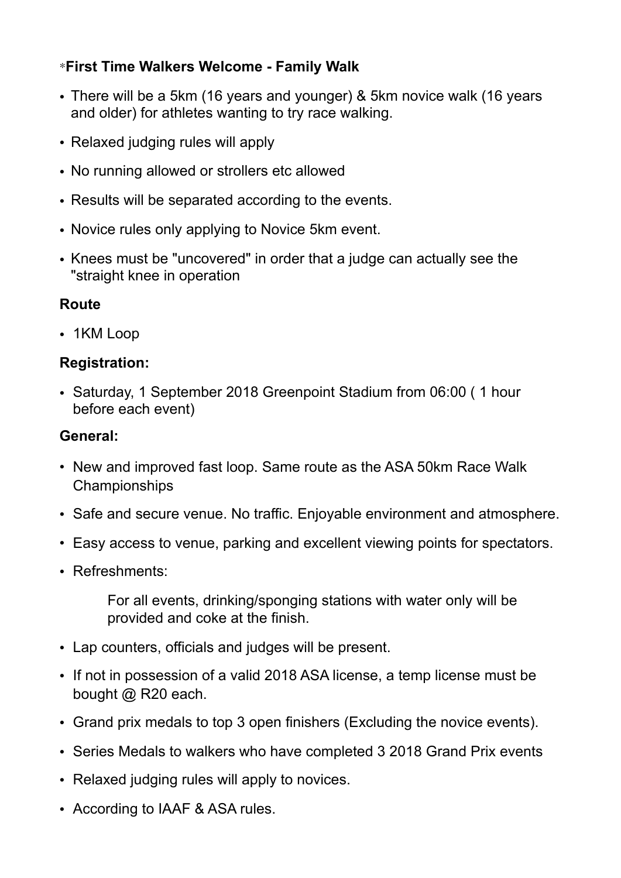### *First Time Walkers Welcome - Family Walk

- There will be a 5km (16 years and younger) & 5km novice walk (16 years and older) for athletes wanting to try race walking.
- Relaxed judging rules will apply
- No running allowed or strollers etc allowed
- Results will be separated according to the events.
- Novice rules only applying to Novice 5km event.
- Knees must be "uncovered" in order that a judge can actually see the "straight knee in operation

### Route

- 1KM Loop

### Registration:

- Saturday, 1 September 2018 Greenpoint Stadium from 06:00 ( 1 hour before each event)

### General:

- New and improved fast loop. Same route as the ASA 50km Race Walk Championships
- Safe and secure venue. No traffic. Enjoyable environment and atmosphere.
- Easy access to venue, parking and excellent viewing points for spectators.
- Refreshments:

  For all events, drinking/sponging stations with water only will be provided and coke at the finish.
- Lap counters, officials and judges will be present.
- If not in possession of a valid 2018 ASA license, a temp license must be bought @ R20 each.
- Grand prix medals to top 3 open finishers (Excluding the novice events).
- Series Medals to walkers who have completed 3 2018 Grand Prix events
- Relaxed judging rules will apply to novices.
- According to IAAF & ASA rules.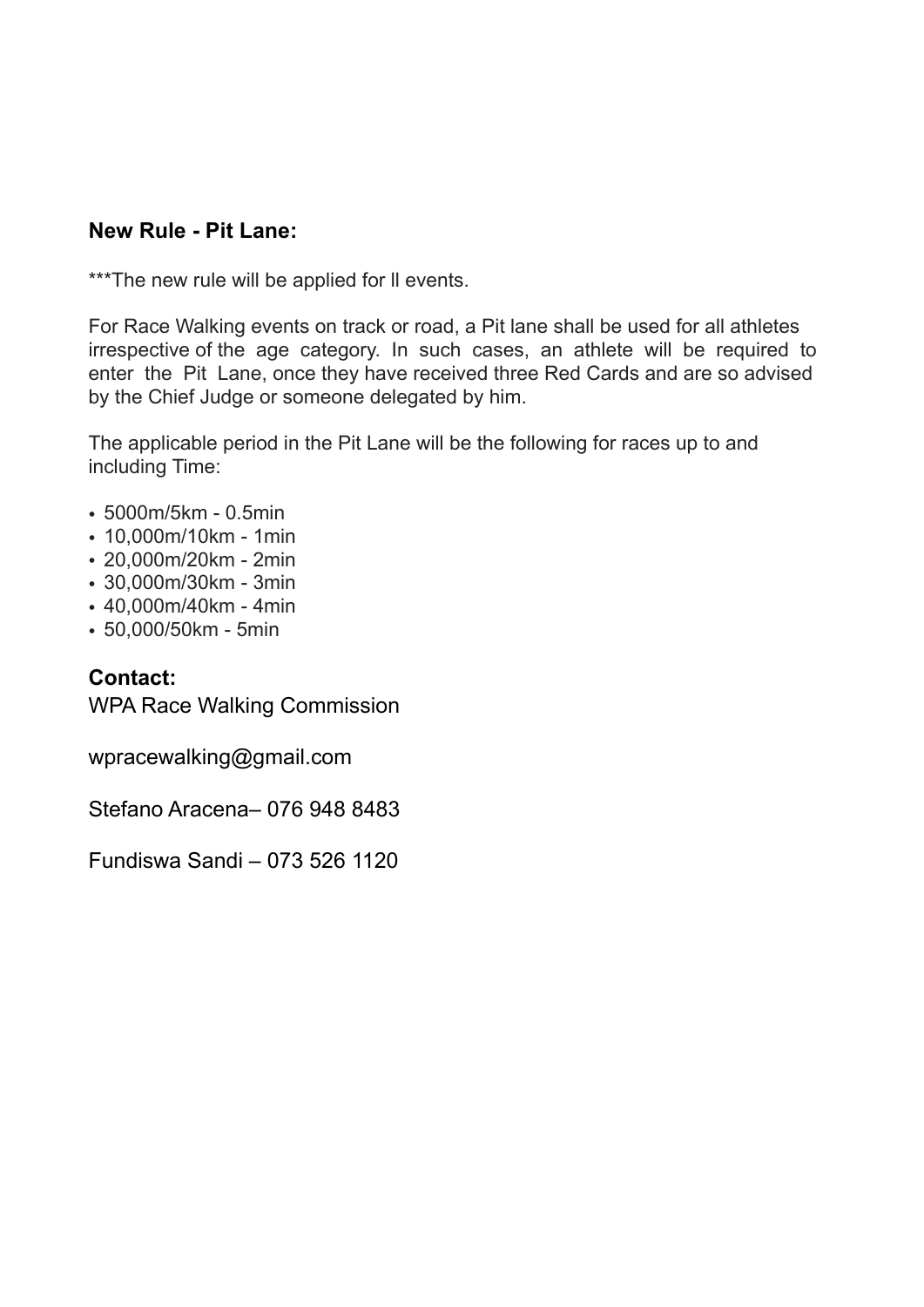### New Rule - Pit Lane:

***The new rule will be applied for ll events.

For Race Walking events on track or road, a Pit lane shall be used for all athletes irrespective of the age category. In such cases, an athlete will be required to enter the Pit Lane, once they have received three Red Cards and are so advised by the Chief Judge or someone delegated by him.

The applicable period in the Pit Lane will be the following for races up to and including Time:

- 5000m/5km - 0.5min
- 10,000m/10km - 1min
- 20,000m/20km - 2min
- 30,000m/30km - 3min
- 40,000m/40km - 4min
- 50,000/50km - 5min

### Contact:

WPA Race Walking Commission

wpracewalking@gmail.com

Stefano Aracena– 076 948 8483

Fundiswa Sandi – 073 526 1120